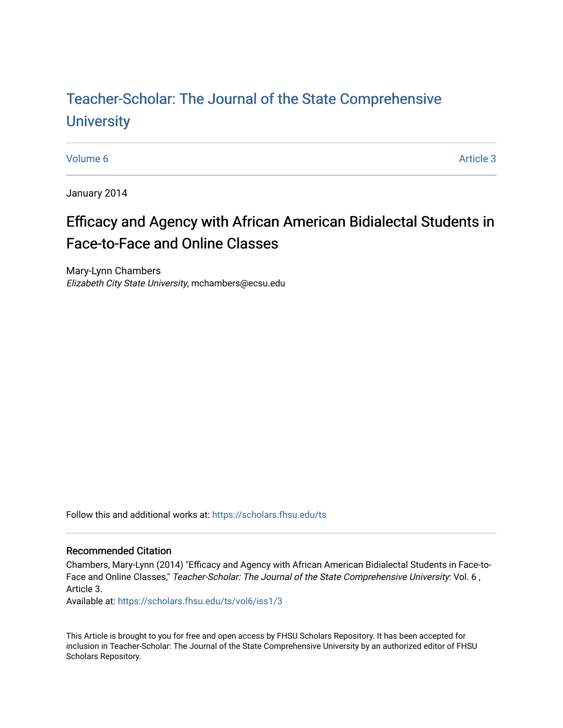# Teacher-Scholar: The Journal of the State Comprehensive University

Volume 6 | Article 3

January 2014

## Efficacy and Agency with African American Bidialectal Students in Face-to-Face and Online Classes

Mary-Lynn Chambers
*Elizabeth City State University*, mchambers@ecsu.edu

Follow this and additional works at: https://scholars.fhsu.edu/ts

### Recommended Citation

Chambers, Mary-Lynn (2014) "Efficacy and Agency with African American Bidialectal Students in Face-to-Face and Online Classes," *Teacher-Scholar: The Journal of the State Comprehensive University*: Vol. 6 , Article 3.
Available at: https://scholars.fhsu.edu/ts/vol6/iss1/3

This Article is brought to you for free and open access by FHSU Scholars Repository. It has been accepted for inclusion in Teacher-Scholar: The Journal of the State Comprehensive University by an authorized editor of FHSU Scholars Repository.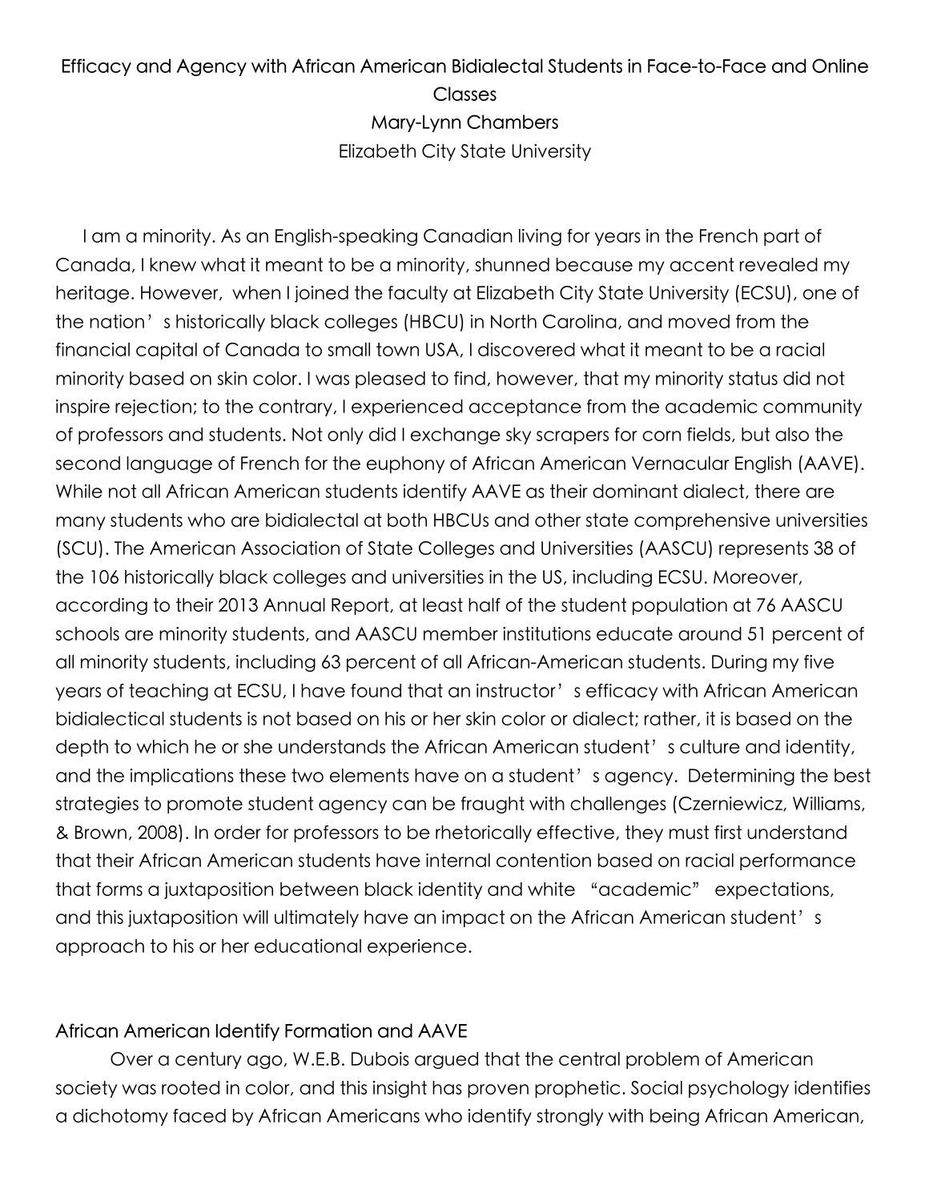# Efficacy and Agency with African American Bidialectal Students in Face-to-Face and Online Classes

Mary-Lynn Chambers

Elizabeth City State University

I am a minority. As an English-speaking Canadian living for years in the French part of Canada, I knew what it meant to be a minority, shunned because my accent revealed my heritage. However, when I joined the faculty at Elizabeth City State University (ECSU), one of the nation's historically black colleges (HBCU) in North Carolina, and moved from the financial capital of Canada to small town USA, I discovered what it meant to be a racial minority based on skin color. I was pleased to find, however, that my minority status did not inspire rejection; to the contrary, I experienced acceptance from the academic community of professors and students. Not only did I exchange sky scrapers for corn fields, but also the second language of French for the euphony of African American Vernacular English (AAVE). While not all African American students identify AAVE as their dominant dialect, there are many students who are bidialectal at both HBCUs and other state comprehensive universities (SCU). The American Association of State Colleges and Universities (AASCU) represents 38 of the 106 historically black colleges and universities in the US, including ECSU. Moreover, according to their 2013 Annual Report, at least half of the student population at 76 AASCU schools are minority students, and AASCU member institutions educate around 51 percent of all minority students, including 63 percent of all African-American students. During my five years of teaching at ECSU, I have found that an instructor's efficacy with African American bidialectical students is not based on his or her skin color or dialect; rather, it is based on the depth to which he or she understands the African American student's culture and identity, and the implications these two elements have on a student's agency. Determining the best strategies to promote student agency can be fraught with challenges (Czerniewicz, Williams, & Brown, 2008). In order for professors to be rhetorically effective, they must first understand that their African American students have internal contention based on racial performance that forms a juxtaposition between black identity and white "academic" expectations, and this juxtaposition will ultimately have an impact on the African American student's approach to his or her educational experience.

## African American Identify Formation and AAVE

Over a century ago, W.E.B. Dubois argued that the central problem of American society was rooted in color, and this insight has proven prophetic. Social psychology identifies a dichotomy faced by African Americans who identify strongly with being African American,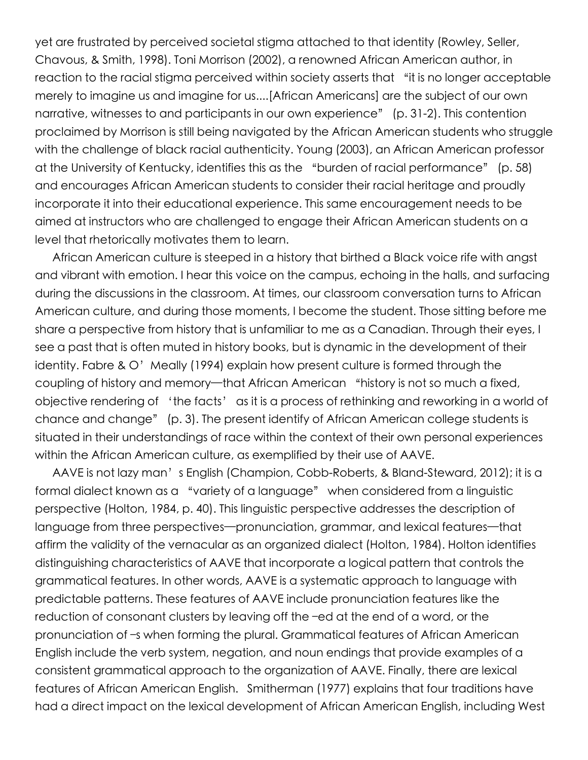yet are frustrated by perceived societal stigma attached to that identity (Rowley, Seller, Chavous, & Smith, 1998). Toni Morrison (2002), a renowned African American author, in reaction to the racial stigma perceived within society asserts that "it is no longer acceptable merely to imagine us and imagine for us....[African Americans] are the subject of our own narrative, witnesses to and participants in our own experience" (p. 31-2). This contention proclaimed by Morrison is still being navigated by the African American students who struggle with the challenge of black racial authenticity. Young (2003), an African American professor at the University of Kentucky, identifies this as the "burden of racial performance" (p. 58) and encourages African American students to consider their racial heritage and proudly incorporate it into their educational experience. This same encouragement needs to be aimed at instructors who are challenged to engage their African American students on a level that rhetorically motivates them to learn.

African American culture is steeped in a history that birthed a Black voice rife with angst and vibrant with emotion. I hear this voice on the campus, echoing in the halls, and surfacing during the discussions in the classroom. At times, our classroom conversation turns to African American culture, and during those moments, I become the student. Those sitting before me share a perspective from history that is unfamiliar to me as a Canadian. Through their eyes, I see a past that is often muted in history books, but is dynamic in the development of their identity. Fabre & O'Meally (1994) explain how present culture is formed through the coupling of history and memory—that African American "history is not so much a fixed, objective rendering of 'the facts' as it is a process of rethinking and reworking in a world of chance and change" (p. 3). The present identify of African American college students is situated in their understandings of race within the context of their own personal experiences within the African American culture, as exemplified by their use of AAVE.

AAVE is not lazy man's English (Champion, Cobb-Roberts, & Bland-Steward, 2012); it is a formal dialect known as a "variety of a language" when considered from a linguistic perspective (Holton, 1984, p. 40). This linguistic perspective addresses the description of language from three perspectives—pronunciation, grammar, and lexical features—that affirm the validity of the vernacular as an organized dialect (Holton, 1984). Holton identifies distinguishing characteristics of AAVE that incorporate a logical pattern that controls the grammatical features. In other words, AAVE is a systematic approach to language with predictable patterns. These features of AAVE include pronunciation features like the reduction of consonant clusters by leaving off the –ed at the end of a word, or the pronunciation of –s when forming the plural. Grammatical features of African American English include the verb system, negation, and noun endings that provide examples of a consistent grammatical approach to the organization of AAVE. Finally, there are lexical features of African American English. Smitherman (1977) explains that four traditions have had a direct impact on the lexical development of African American English, including West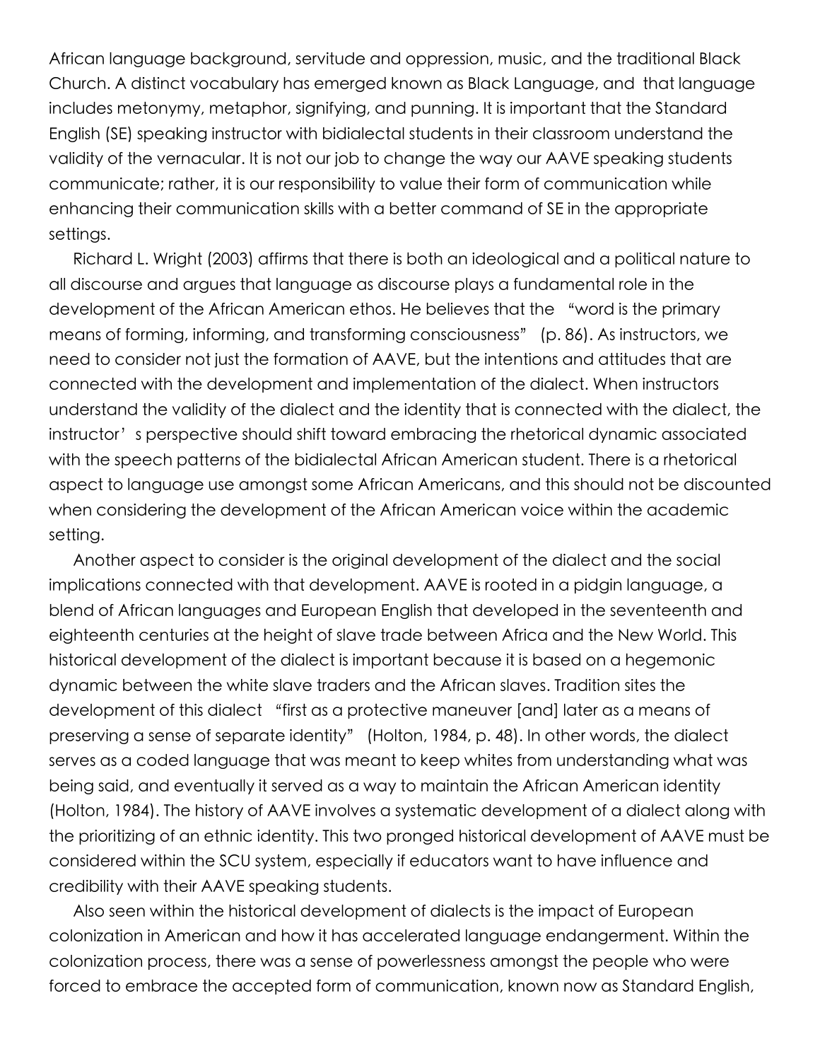African language background, servitude and oppression, music, and the traditional Black Church. A distinct vocabulary has emerged known as Black Language, and that language includes metonymy, metaphor, signifying, and punning. It is important that the Standard English (SE) speaking instructor with bidialectal students in their classroom understand the validity of the vernacular. It is not our job to change the way our AAVE speaking students communicate; rather, it is our responsibility to value their form of communication while enhancing their communication skills with a better command of SE in the appropriate settings.

Richard L. Wright (2003) affirms that there is both an ideological and a political nature to all discourse and argues that language as discourse plays a fundamental role in the development of the African American ethos. He believes that the "word is the primary means of forming, informing, and transforming consciousness" (p. 86). As instructors, we need to consider not just the formation of AAVE, but the intentions and attitudes that are connected with the development and implementation of the dialect. When instructors understand the validity of the dialect and the identity that is connected with the dialect, the instructor's perspective should shift toward embracing the rhetorical dynamic associated with the speech patterns of the bidialectal African American student. There is a rhetorical aspect to language use amongst some African Americans, and this should not be discounted when considering the development of the African American voice within the academic setting.

Another aspect to consider is the original development of the dialect and the social implications connected with that development. AAVE is rooted in a pidgin language, a blend of African languages and European English that developed in the seventeenth and eighteenth centuries at the height of slave trade between Africa and the New World. This historical development of the dialect is important because it is based on a hegemonic dynamic between the white slave traders and the African slaves. Tradition sites the development of this dialect "first as a protective maneuver [and] later as a means of preserving a sense of separate identity" (Holton, 1984, p. 48). In other words, the dialect serves as a coded language that was meant to keep whites from understanding what was being said, and eventually it served as a way to maintain the African American identity (Holton, 1984). The history of AAVE involves a systematic development of a dialect along with the prioritizing of an ethnic identity. This two pronged historical development of AAVE must be considered within the SCU system, especially if educators want to have influence and credibility with their AAVE speaking students.

Also seen within the historical development of dialects is the impact of European colonization in American and how it has accelerated language endangerment. Within the colonization process, there was a sense of powerlessness amongst the people who were forced to embrace the accepted form of communication, known now as Standard English,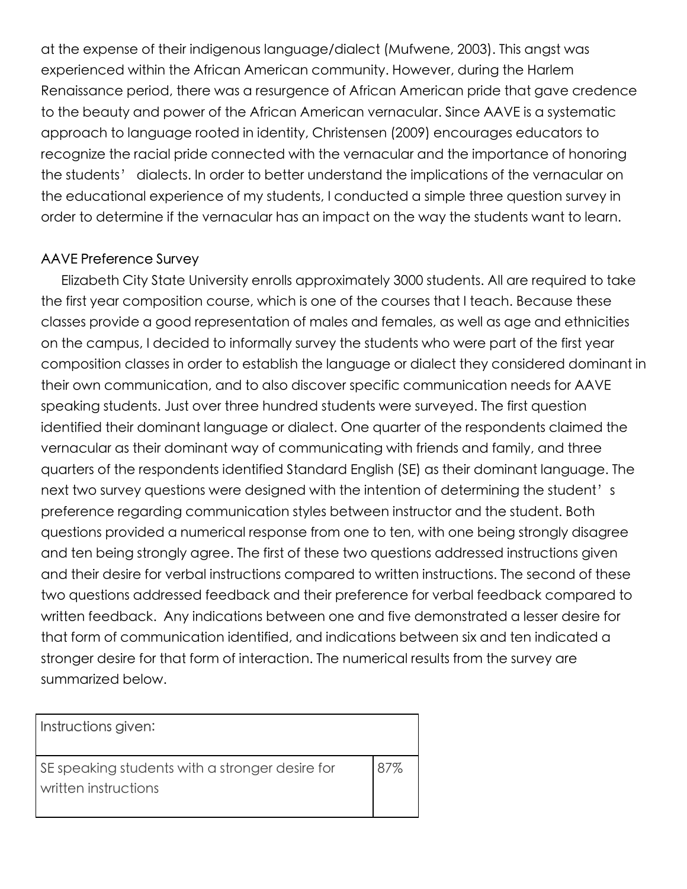at the expense of their indigenous language/dialect (Mufwene, 2003). This angst was experienced within the African American community. However, during the Harlem Renaissance period, there was a resurgence of African American pride that gave credence to the beauty and power of the African American vernacular. Since AAVE is a systematic approach to language rooted in identity, Christensen (2009) encourages educators to recognize the racial pride connected with the vernacular and the importance of honoring the students' dialects. In order to better understand the implications of the vernacular on the educational experience of my students, I conducted a simple three question survey in order to determine if the vernacular has an impact on the way the students want to learn.

## AAVE Preference Survey

Elizabeth City State University enrolls approximately 3000 students. All are required to take the first year composition course, which is one of the courses that I teach. Because these classes provide a good representation of males and females, as well as age and ethnicities on the campus, I decided to informally survey the students who were part of the first year composition classes in order to establish the language or dialect they considered dominant in their own communication, and to also discover specific communication needs for AAVE speaking students. Just over three hundred students were surveyed. The first question identified their dominant language or dialect. One quarter of the respondents claimed the vernacular as their dominant way of communicating with friends and family, and three quarters of the respondents identified Standard English (SE) as their dominant language. The next two survey questions were designed with the intention of determining the student's preference regarding communication styles between instructor and the student. Both questions provided a numerical response from one to ten, with one being strongly disagree and ten being strongly agree. The first of these two questions addressed instructions given and their desire for verbal instructions compared to written instructions. The second of these two questions addressed feedback and their preference for verbal feedback compared to written feedback. Any indications between one and five demonstrated a lesser desire for that form of communication identified, and indications between six and ten indicated a stronger desire for that form of interaction. The numerical results from the survey are summarized below.

| Instructions given: | |
|---|---|
| SE speaking students with a stronger desire for written instructions | 87% |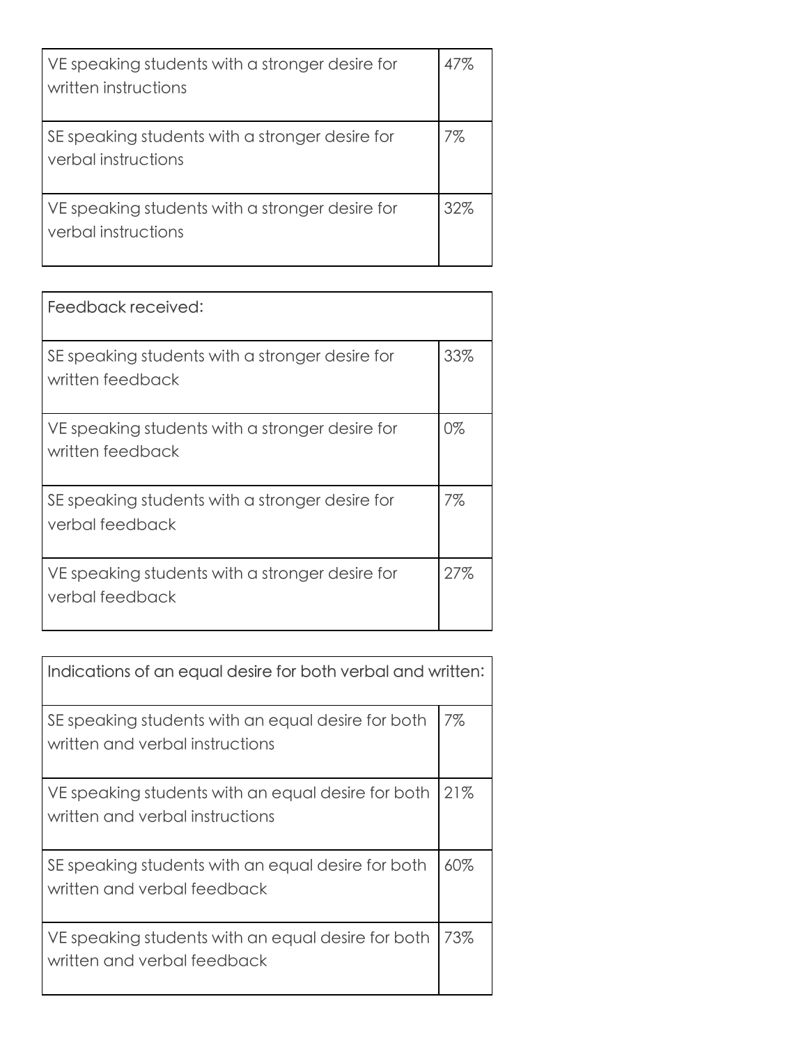| | |
|---|---|
| VE speaking students with a stronger desire for written instructions | 47% |
| SE speaking students with a stronger desire for verbal instructions | 7% |
| VE speaking students with a stronger desire for verbal instructions | 32% |

| Feedback received: | |
|---|---|
| SE speaking students with a stronger desire for written feedback | 33% |
| VE speaking students with a stronger desire for written feedback | 0% |
| SE speaking students with a stronger desire for verbal feedback | 7% |
| VE speaking students with a stronger desire for verbal feedback | 27% |

| Indications of an equal desire for both verbal and written: | |
|---|---|
| SE speaking students with an equal desire for both written and verbal instructions | 7% |
| VE speaking students with an equal desire for both written and verbal instructions | 21% |
| SE speaking students with an equal desire for both written and verbal feedback | 60% |
| VE speaking students with an equal desire for both written and verbal feedback | 73% |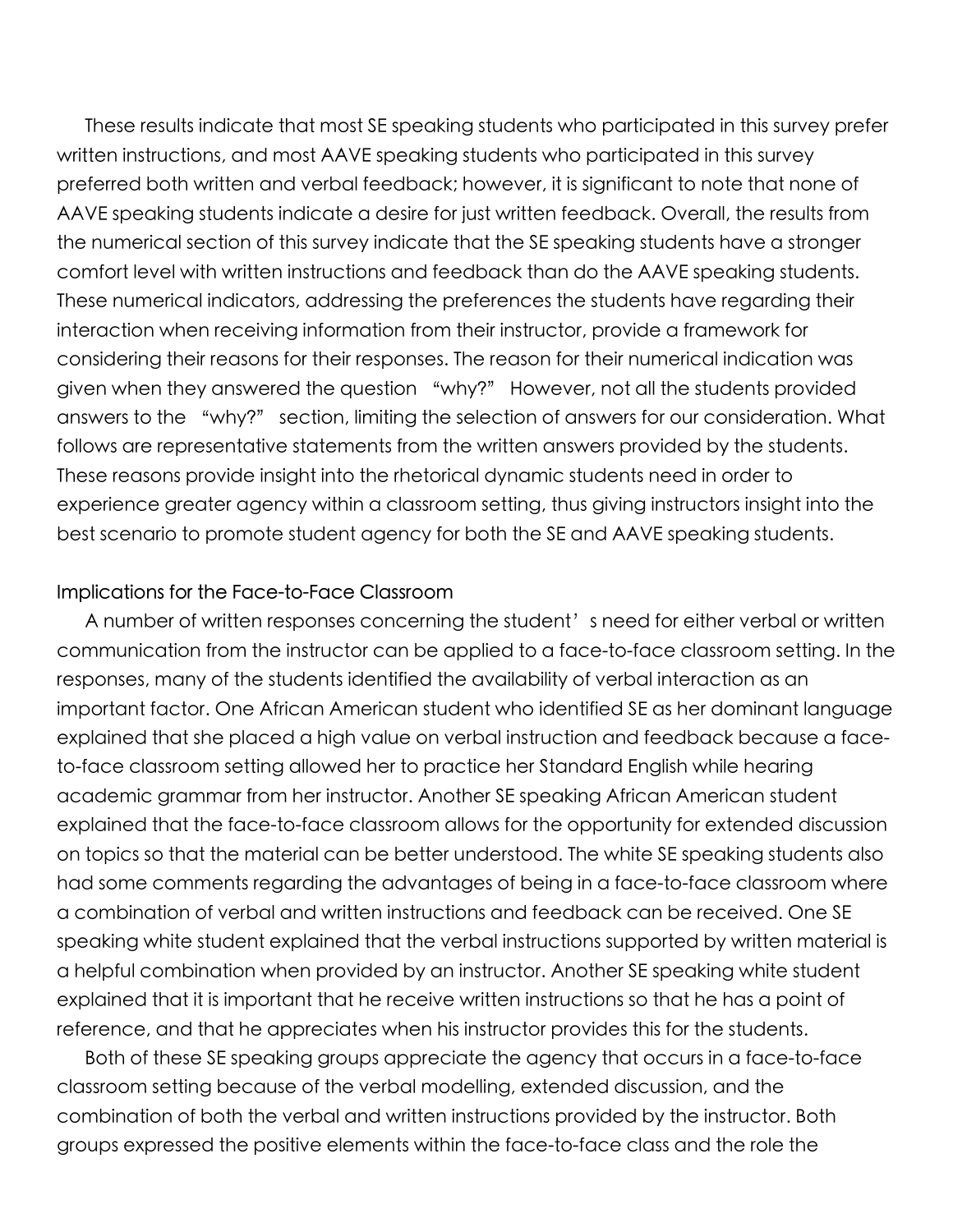These results indicate that most SE speaking students who participated in this survey prefer written instructions, and most AAVE speaking students who participated in this survey preferred both written and verbal feedback; however, it is significant to note that none of AAVE speaking students indicate a desire for just written feedback. Overall, the results from the numerical section of this survey indicate that the SE speaking students have a stronger comfort level with written instructions and feedback than do the AAVE speaking students. These numerical indicators, addressing the preferences the students have regarding their interaction when receiving information from their instructor, provide a framework for considering their reasons for their responses. The reason for their numerical indication was given when they answered the question "why?" However, not all the students provided answers to the "why?" section, limiting the selection of answers for our consideration. What follows are representative statements from the written answers provided by the students. These reasons provide insight into the rhetorical dynamic students need in order to experience greater agency within a classroom setting, thus giving instructors insight into the best scenario to promote student agency for both the SE and AAVE speaking students.

### Implications for the Face-to-Face Classroom

A number of written responses concerning the student's need for either verbal or written communication from the instructor can be applied to a face-to-face classroom setting. In the responses, many of the students identified the availability of verbal interaction as an important factor. One African American student who identified SE as her dominant language explained that she placed a high value on verbal instruction and feedback because a face-to-face classroom setting allowed her to practice her Standard English while hearing academic grammar from her instructor. Another SE speaking African American student explained that the face-to-face classroom allows for the opportunity for extended discussion on topics so that the material can be better understood. The white SE speaking students also had some comments regarding the advantages of being in a face-to-face classroom where a combination of verbal and written instructions and feedback can be received. One SE speaking white student explained that the verbal instructions supported by written material is a helpful combination when provided by an instructor. Another SE speaking white student explained that it is important that he receive written instructions so that he has a point of reference, and that he appreciates when his instructor provides this for the students.

Both of these SE speaking groups appreciate the agency that occurs in a face-to-face classroom setting because of the verbal modelling, extended discussion, and the combination of both the verbal and written instructions provided by the instructor. Both groups expressed the positive elements within the face-to-face class and the role the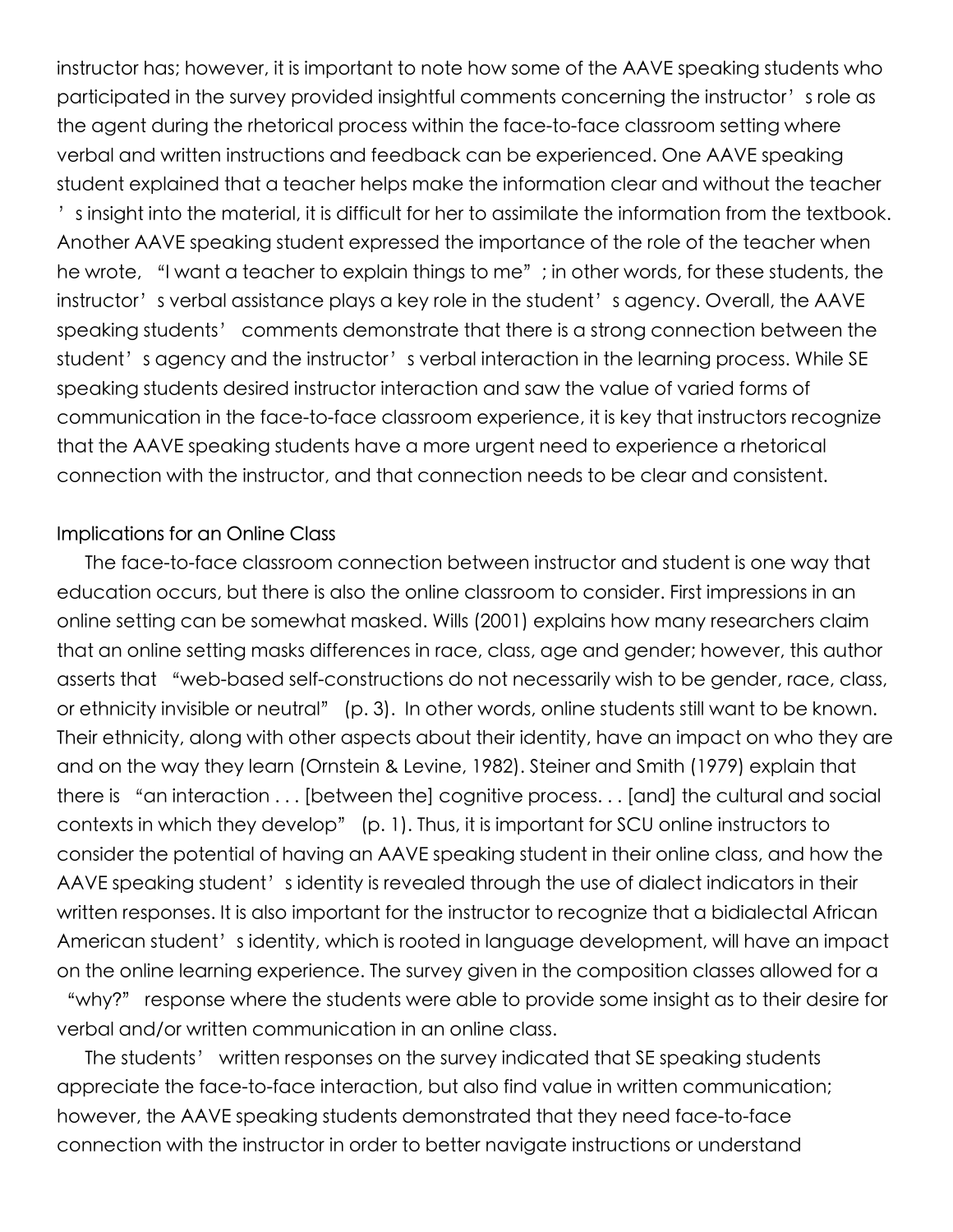instructor has; however, it is important to note how some of the AAVE speaking students who participated in the survey provided insightful comments concerning the instructor's role as the agent during the rhetorical process within the face-to-face classroom setting where verbal and written instructions and feedback can be experienced. One AAVE speaking student explained that a teacher helps make the information clear and without the teacher's insight into the material, it is difficult for her to assimilate the information from the textbook. Another AAVE speaking student expressed the importance of the role of the teacher when he wrote, "I want a teacher to explain things to me"; in other words, for these students, the instructor's verbal assistance plays a key role in the student's agency. Overall, the AAVE speaking students' comments demonstrate that there is a strong connection between the student's agency and the instructor's verbal interaction in the learning process. While SE speaking students desired instructor interaction and saw the value of varied forms of communication in the face-to-face classroom experience, it is key that instructors recognize that the AAVE speaking students have a more urgent need to experience a rhetorical connection with the instructor, and that connection needs to be clear and consistent.

### Implications for an Online Class

The face-to-face classroom connection between instructor and student is one way that education occurs, but there is also the online classroom to consider. First impressions in an online setting can be somewhat masked. Wills (2001) explains how many researchers claim that an online setting masks differences in race, class, age and gender; however, this author asserts that "web-based self-constructions do not necessarily wish to be gender, race, class, or ethnicity invisible or neutral" (p. 3). In other words, online students still want to be known. Their ethnicity, along with other aspects about their identity, have an impact on who they are and on the way they learn (Ornstein & Levine, 1982). Steiner and Smith (1979) explain that there is "an interaction . . . [between the] cognitive process. . . [and] the cultural and social contexts in which they develop" (p. 1). Thus, it is important for SCU online instructors to consider the potential of having an AAVE speaking student in their online class, and how the AAVE speaking student's identity is revealed through the use of dialect indicators in their written responses. It is also important for the instructor to recognize that a bidialectal African American student's identity, which is rooted in language development, will have an impact on the online learning experience. The survey given in the composition classes allowed for a "why?" response where the students were able to provide some insight as to their desire for verbal and/or written communication in an online class.

The students' written responses on the survey indicated that SE speaking students appreciate the face-to-face interaction, but also find value in written communication; however, the AAVE speaking students demonstrated that they need face-to-face connection with the instructor in order to better navigate instructions or understand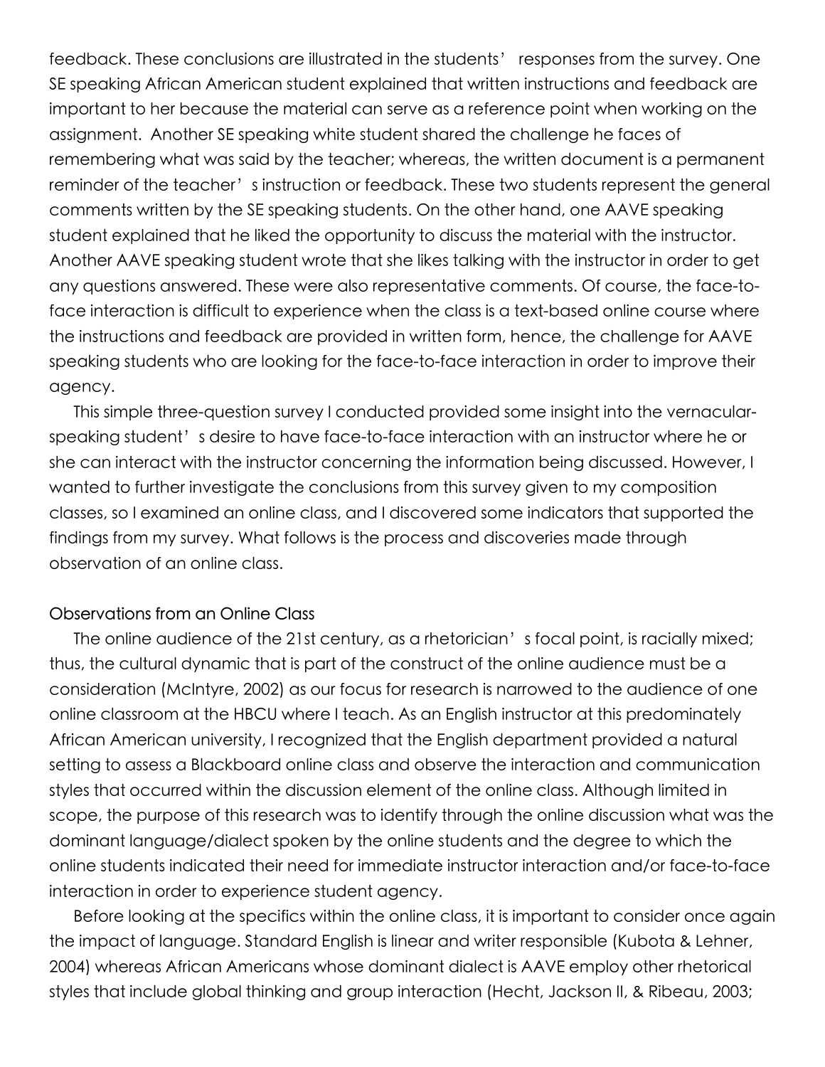feedback. These conclusions are illustrated in the students' responses from the survey. One SE speaking African American student explained that written instructions and feedback are important to her because the material can serve as a reference point when working on the assignment. Another SE speaking white student shared the challenge he faces of remembering what was said by the teacher; whereas, the written document is a permanent reminder of the teacher's instruction or feedback. These two students represent the general comments written by the SE speaking students. On the other hand, one AAVE speaking student explained that he liked the opportunity to discuss the material with the instructor. Another AAVE speaking student wrote that she likes talking with the instructor in order to get any questions answered. These were also representative comments. Of course, the face-to-face interaction is difficult to experience when the class is a text-based online course where the instructions and feedback are provided in written form, hence, the challenge for AAVE speaking students who are looking for the face-to-face interaction in order to improve their agency.

This simple three-question survey I conducted provided some insight into the vernacular-speaking student's desire to have face-to-face interaction with an instructor where he or she can interact with the instructor concerning the information being discussed. However, I wanted to further investigate the conclusions from this survey given to my composition classes, so I examined an online class, and I discovered some indicators that supported the findings from my survey. What follows is the process and discoveries made through observation of an online class.

## Observations from an Online Class

The online audience of the 21st century, as a rhetorician's focal point, is racially mixed; thus, the cultural dynamic that is part of the construct of the online audience must be a consideration (McIntyre, 2002) as our focus for research is narrowed to the audience of one online classroom at the HBCU where I teach. As an English instructor at this predominately African American university, I recognized that the English department provided a natural setting to assess a Blackboard online class and observe the interaction and communication styles that occurred within the discussion element of the online class. Although limited in scope, the purpose of this research was to identify through the online discussion what was the dominant language/dialect spoken by the online students and the degree to which the online students indicated their need for immediate instructor interaction and/or face-to-face interaction in order to experience student agency.

Before looking at the specifics within the online class, it is important to consider once again the impact of language. Standard English is linear and writer responsible (Kubota & Lehner, 2004) whereas African Americans whose dominant dialect is AAVE employ other rhetorical styles that include global thinking and group interaction (Hecht, Jackson II, & Ribeau, 2003;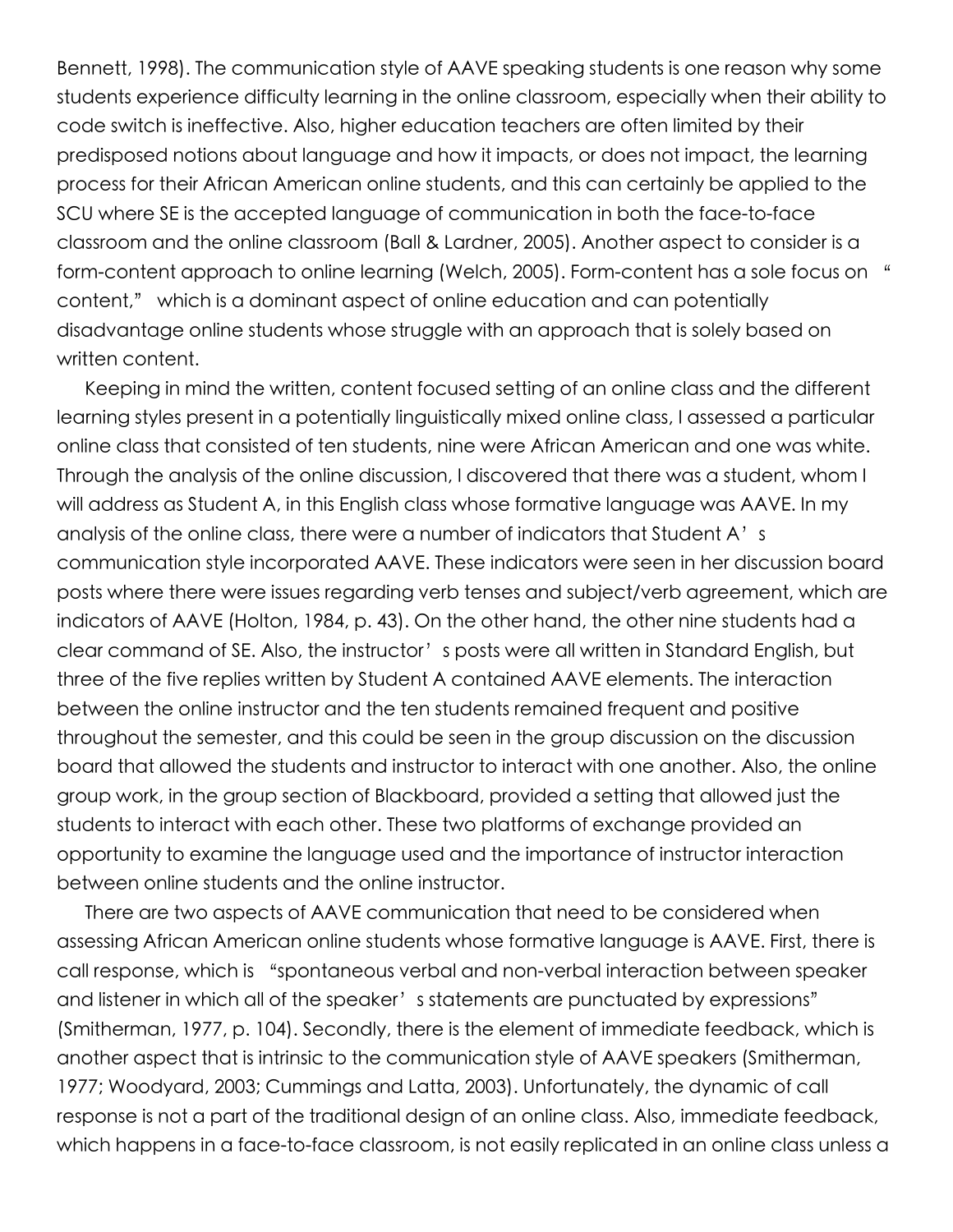Bennett, 1998). The communication style of AAVE speaking students is one reason why some students experience difficulty learning in the online classroom, especially when their ability to code switch is ineffective. Also, higher education teachers are often limited by their predisposed notions about language and how it impacts, or does not impact, the learning process for their African American online students, and this can certainly be applied to the SCU where SE is the accepted language of communication in both the face-to-face classroom and the online classroom (Ball & Lardner, 2005). Another aspect to consider is a form-content approach to online learning (Welch, 2005). Form-content has a sole focus on "content," which is a dominant aspect of online education and can potentially disadvantage online students whose struggle with an approach that is solely based on written content.

Keeping in mind the written, content focused setting of an online class and the different learning styles present in a potentially linguistically mixed online class, I assessed a particular online class that consisted of ten students, nine were African American and one was white. Through the analysis of the online discussion, I discovered that there was a student, whom I will address as Student A, in this English class whose formative language was AAVE. In my analysis of the online class, there were a number of indicators that Student A's communication style incorporated AAVE. These indicators were seen in her discussion board posts where there were issues regarding verb tenses and subject/verb agreement, which are indicators of AAVE (Holton, 1984, p. 43). On the other hand, the other nine students had a clear command of SE. Also, the instructor's posts were all written in Standard English, but three of the five replies written by Student A contained AAVE elements. The interaction between the online instructor and the ten students remained frequent and positive throughout the semester, and this could be seen in the group discussion on the discussion board that allowed the students and instructor to interact with one another. Also, the online group work, in the group section of Blackboard, provided a setting that allowed just the students to interact with each other. These two platforms of exchange provided an opportunity to examine the language used and the importance of instructor interaction between online students and the online instructor.

There are two aspects of AAVE communication that need to be considered when assessing African American online students whose formative language is AAVE. First, there is call response, which is "spontaneous verbal and non-verbal interaction between speaker and listener in which all of the speaker's statements are punctuated by expressions" (Smitherman, 1977, p. 104). Secondly, there is the element of immediate feedback, which is another aspect that is intrinsic to the communication style of AAVE speakers (Smitherman, 1977; Woodyard, 2003; Cummings and Latta, 2003). Unfortunately, the dynamic of call response is not a part of the traditional design of an online class. Also, immediate feedback, which happens in a face-to-face classroom, is not easily replicated in an online class unless a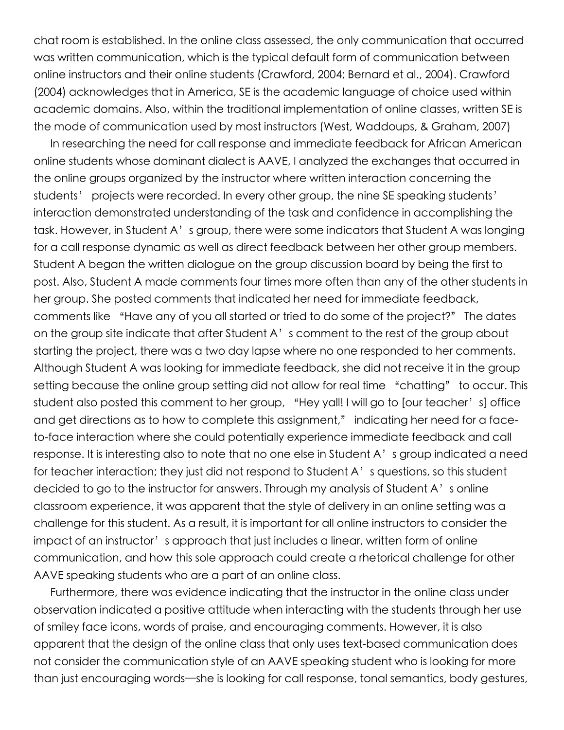chat room is established. In the online class assessed, the only communication that occurred was written communication, which is the typical default form of communication between online instructors and their online students (Crawford, 2004; Bernard et al., 2004). Crawford (2004) acknowledges that in America, SE is the academic language of choice used within academic domains. Also, within the traditional implementation of online classes, written SE is the mode of communication used by most instructors (West, Waddoups, & Graham, 2007)

In researching the need for call response and immediate feedback for African American online students whose dominant dialect is AAVE, I analyzed the exchanges that occurred in the online groups organized by the instructor where written interaction concerning the students' projects were recorded. In every other group, the nine SE speaking students' interaction demonstrated understanding of the task and confidence in accomplishing the task. However, in Student A's group, there were some indicators that Student A was longing for a call response dynamic as well as direct feedback between her other group members. Student A began the written dialogue on the group discussion board by being the first to post. Also, Student A made comments four times more often than any of the other students in her group. She posted comments that indicated her need for immediate feedback, comments like "Have any of you all started or tried to do some of the project?" The dates on the group site indicate that after Student A's comment to the rest of the group about starting the project, there was a two day lapse where no one responded to her comments. Although Student A was looking for immediate feedback, she did not receive it in the group setting because the online group setting did not allow for real time "chatting" to occur. This student also posted this comment to her group, "Hey yall! I will go to [our teacher's] office and get directions as to how to complete this assignment," indicating her need for a face-to-face interaction where she could potentially experience immediate feedback and call response. It is interesting also to note that no one else in Student A's group indicated a need for teacher interaction; they just did not respond to Student A's questions, so this student decided to go to the instructor for answers. Through my analysis of Student A's online classroom experience, it was apparent that the style of delivery in an online setting was a challenge for this student. As a result, it is important for all online instructors to consider the impact of an instructor's approach that just includes a linear, written form of online communication, and how this sole approach could create a rhetorical challenge for other AAVE speaking students who are a part of an online class.

Furthermore, there was evidence indicating that the instructor in the online class under observation indicated a positive attitude when interacting with the students through her use of smiley face icons, words of praise, and encouraging comments. However, it is also apparent that the design of the online class that only uses text-based communication does not consider the communication style of an AAVE speaking student who is looking for more than just encouraging words—she is looking for call response, tonal semantics, body gestures,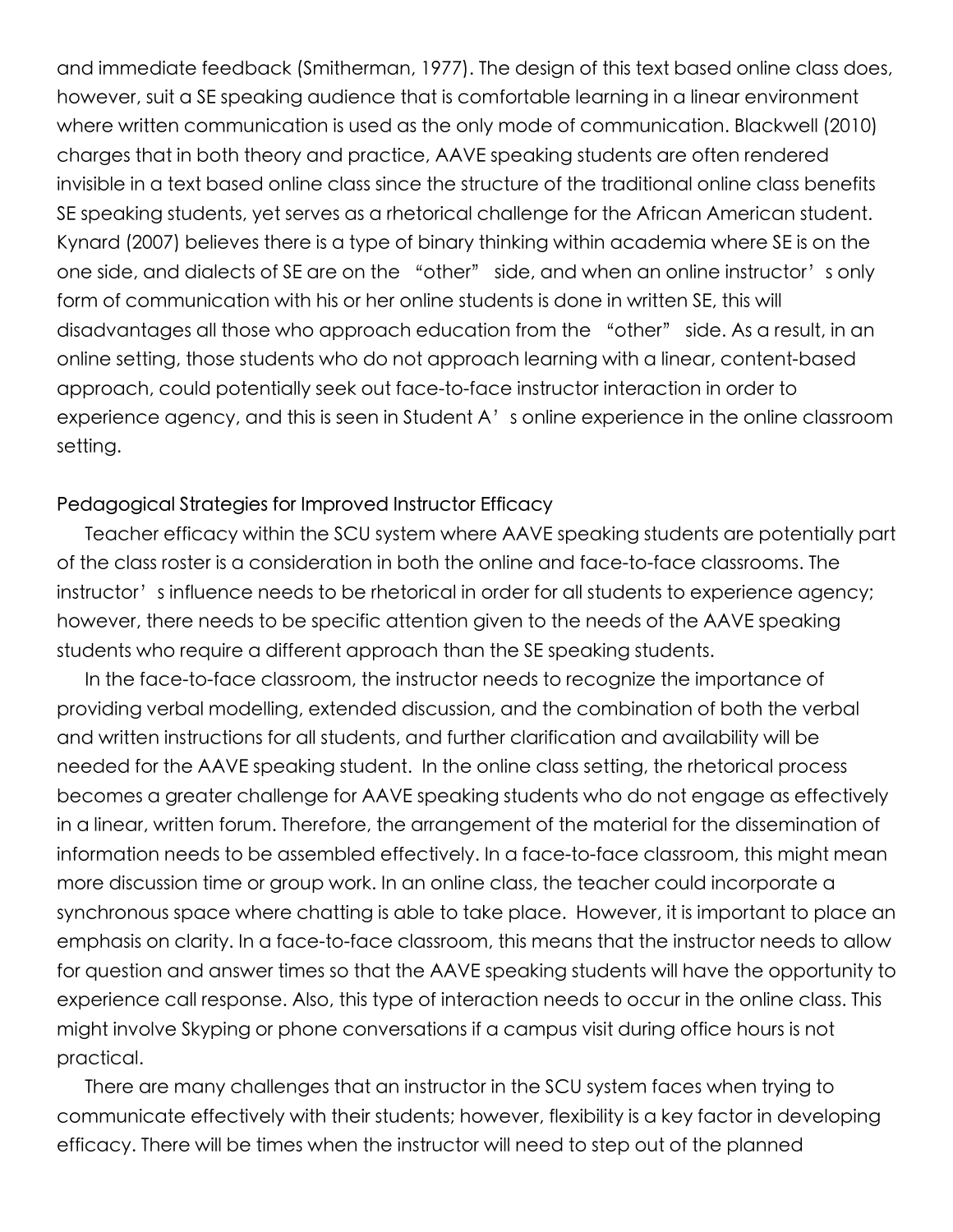and immediate feedback (Smitherman, 1977). The design of this text based online class does, however, suit a SE speaking audience that is comfortable learning in a linear environment where written communication is used as the only mode of communication. Blackwell (2010) charges that in both theory and practice, AAVE speaking students are often rendered invisible in a text based online class since the structure of the traditional online class benefits SE speaking students, yet serves as a rhetorical challenge for the African American student. Kynard (2007) believes there is a type of binary thinking within academia where SE is on the one side, and dialects of SE are on the "other" side, and when an online instructor's only form of communication with his or her online students is done in written SE, this will disadvantages all those who approach education from the "other" side. As a result, in an online setting, those students who do not approach learning with a linear, content-based approach, could potentially seek out face-to-face instructor interaction in order to experience agency, and this is seen in Student A's online experience in the online classroom setting.

### Pedagogical Strategies for Improved Instructor Efficacy

Teacher efficacy within the SCU system where AAVE speaking students are potentially part of the class roster is a consideration in both the online and face-to-face classrooms. The instructor's influence needs to be rhetorical in order for all students to experience agency; however, there needs to be specific attention given to the needs of the AAVE speaking students who require a different approach than the SE speaking students.

In the face-to-face classroom, the instructor needs to recognize the importance of providing verbal modelling, extended discussion, and the combination of both the verbal and written instructions for all students, and further clarification and availability will be needed for the AAVE speaking student. In the online class setting, the rhetorical process becomes a greater challenge for AAVE speaking students who do not engage as effectively in a linear, written forum. Therefore, the arrangement of the material for the dissemination of information needs to be assembled effectively. In a face-to-face classroom, this might mean more discussion time or group work. In an online class, the teacher could incorporate a synchronous space where chatting is able to take place. However, it is important to place an emphasis on clarity. In a face-to-face classroom, this means that the instructor needs to allow for question and answer times so that the AAVE speaking students will have the opportunity to experience call response. Also, this type of interaction needs to occur in the online class. This might involve Skyping or phone conversations if a campus visit during office hours is not practical.

There are many challenges that an instructor in the SCU system faces when trying to communicate effectively with their students; however, flexibility is a key factor in developing efficacy. There will be times when the instructor will need to step out of the planned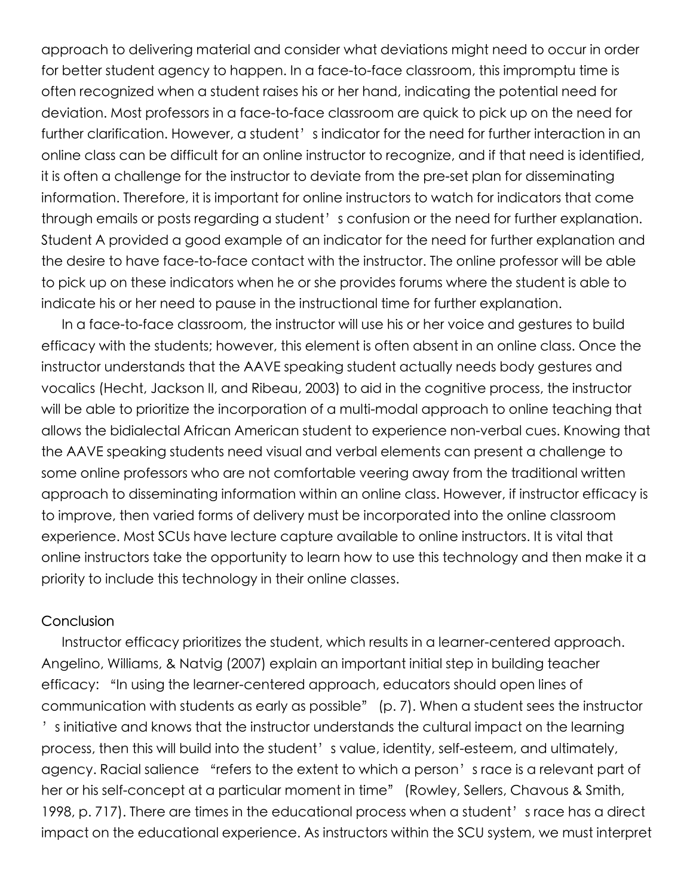approach to delivering material and consider what deviations might need to occur in order for better student agency to happen. In a face-to-face classroom, this impromptu time is often recognized when a student raises his or her hand, indicating the potential need for deviation. Most professors in a face-to-face classroom are quick to pick up on the need for further clarification. However, a student's indicator for the need for further interaction in an online class can be difficult for an online instructor to recognize, and if that need is identified, it is often a challenge for the instructor to deviate from the pre-set plan for disseminating information. Therefore, it is important for online instructors to watch for indicators that come through emails or posts regarding a student's confusion or the need for further explanation. Student A provided a good example of an indicator for the need for further explanation and the desire to have face-to-face contact with the instructor. The online professor will be able to pick up on these indicators when he or she provides forums where the student is able to indicate his or her need to pause in the instructional time for further explanation.

In a face-to-face classroom, the instructor will use his or her voice and gestures to build efficacy with the students; however, this element is often absent in an online class. Once the instructor understands that the AAVE speaking student actually needs body gestures and vocalics (Hecht, Jackson II, and Ribeau, 2003) to aid in the cognitive process, the instructor will be able to prioritize the incorporation of a multi-modal approach to online teaching that allows the bidialectal African American student to experience non-verbal cues. Knowing that the AAVE speaking students need visual and verbal elements can present a challenge to some online professors who are not comfortable veering away from the traditional written approach to disseminating information within an online class. However, if instructor efficacy is to improve, then varied forms of delivery must be incorporated into the online classroom experience. Most SCUs have lecture capture available to online instructors. It is vital that online instructors take the opportunity to learn how to use this technology and then make it a priority to include this technology in their online classes.

## Conclusion

Instructor efficacy prioritizes the student, which results in a learner-centered approach. Angelino, Williams, & Natvig (2007) explain an important initial step in building teacher efficacy: "In using the learner-centered approach, educators should open lines of communication with students as early as possible" (p. 7). When a student sees the instructor's initiative and knows that the instructor understands the cultural impact on the learning process, then this will build into the student's value, identity, self-esteem, and ultimately, agency. Racial salience "refers to the extent to which a person's race is a relevant part of her or his self-concept at a particular moment in time" (Rowley, Sellers, Chavous & Smith, 1998, p. 717). There are times in the educational process when a student's race has a direct impact on the educational experience. As instructors within the SCU system, we must interpret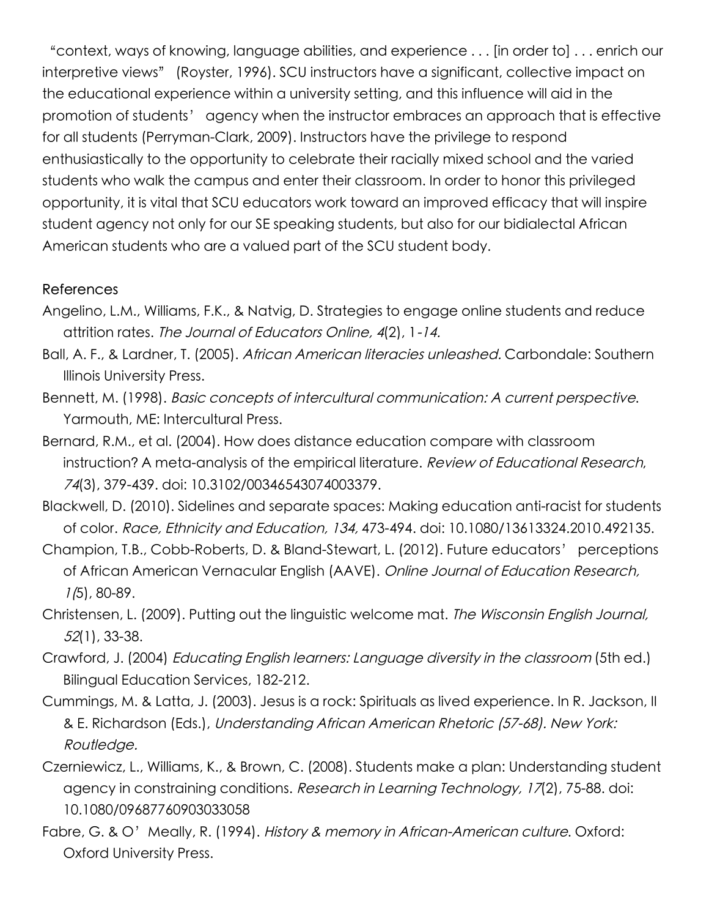"context, ways of knowing, language abilities, and experience . . . [in order to] . . . enrich our interpretive views" (Royster, 1996). SCU instructors have a significant, collective impact on the educational experience within a university setting, and this influence will aid in the promotion of students' agency when the instructor embraces an approach that is effective for all students (Perryman-Clark, 2009). Instructors have the privilege to respond enthusiastically to the opportunity to celebrate their racially mixed school and the varied students who walk the campus and enter their classroom. In order to honor this privileged opportunity, it is vital that SCU educators work toward an improved efficacy that will inspire student agency not only for our SE speaking students, but also for our bidialectal African American students who are a valued part of the SCU student body.

## References

Angelino, L.M., Williams, F.K., & Natvig, D. Strategies to engage online students and reduce attrition rates. *The Journal of Educators Online, 4*(2), 1-*14.*

Ball, A. F., & Lardner, T. (2005). *African American literacies unleashed.* Carbondale: Southern Illinois University Press.

Bennett, M. (1998). *Basic concepts of intercultural communication: A current perspective.* Yarmouth, ME: Intercultural Press.

Bernard, R.M., et al. (2004). How does distance education compare with classroom instruction? A meta-analysis of the empirical literature. *Review of Educational Research, 74*(3), 379-439. doi: 10.3102/00346543074003379.

Blackwell, D. (2010). Sidelines and separate spaces: Making education anti-racist for students of color. *Race, Ethnicity and Education, 134,* 473-494. doi: 10.1080/13613324.2010.492135.

Champion, T.B., Cobb-Roberts, D. & Bland-Stewart, L. (2012). Future educators' perceptions of African American Vernacular English (AAVE). *Online Journal of Education Research, 1(*5), 80-89.

Christensen, L. (2009). Putting out the linguistic welcome mat. *The Wisconsin English Journal, 52*(1), 33-38.

Crawford, J. (2004) *Educating English learners: Language diversity in the classroom* (5th ed.) Bilingual Education Services, 182-212.

Cummings, M. & Latta, J. (2003). Jesus is a rock: Spirituals as lived experience. In R. Jackson, II & E. Richardson (Eds.), *Understanding African American Rhetoric (57-68). New York: Routledge.*

Czerniewicz, L., Williams, K., & Brown, C. (2008). Students make a plan: Understanding student agency in constraining conditions. *Research in Learning Technology, 17*(2), 75-88. doi: 10.1080/09687760903033058

Fabre, G. & O'Meally, R. (1994). *History & memory in African-American culture.* Oxford: Oxford University Press.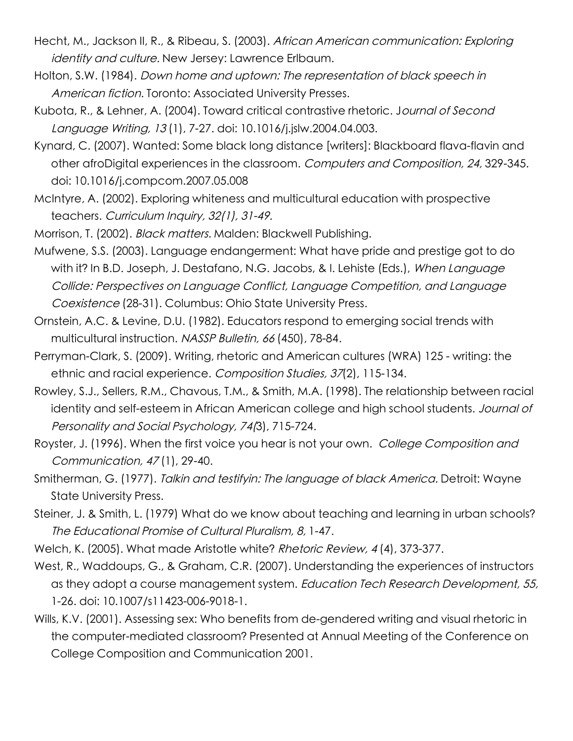Hecht, M., Jackson II, R., & Ribeau, S. (2003). *African American communication: Exploring identity and culture.* New Jersey: Lawrence Erlbaum.

Holton, S.W. (1984). *Down home and uptown: The representation of black speech in American fiction.* Toronto: Associated University Presses.

Kubota, R., & Lehner, A. (2004). Toward critical contrastive rhetoric. J*ournal of Second Language Writing, 13* (1), 7-27. doi: 10.1016/j.jslw.2004.04.003.

Kynard, C. (2007). Wanted: Some black long distance [writers]: Blackboard flava-flavin and other afroDigital experiences in the classroom. *Computers and Composition, 24,* 329-345. doi: 10.1016/j.compcom.2007.05.008

McIntyre, A. (2002). Exploring whiteness and multicultural education with prospective teachers. *Curriculum Inquiry, 32(1), 31-49.*

Morrison, T. (2002). *Black matters.* Malden: Blackwell Publishing.

Mufwene, S.S. (2003). Language endangerment: What have pride and prestige got to do with it? In B.D. Joseph, J. Destafano, N.G. Jacobs, & I. Lehiste (Eds.), *When Language Collide: Perspectives on Language Conflict, Language Competition, and Language Coexistence* (28-31). Columbus: Ohio State University Press.

Ornstein, A.C. & Levine, D.U. (1982). Educators respond to emerging social trends with multicultural instruction. *NASSP Bulletin, 66* (450), 78-84.

Perryman-Clark, S. (2009). Writing, rhetoric and American cultures (WRA) 125 - writing: the ethnic and racial experience. *Composition Studies, 37*(2), 115-134.

Rowley, S.J., Sellers, R.M., Chavous, T.M., & Smith, M.A. (1998). The relationship between racial identity and self-esteem in African American college and high school students. *Journal of Personality and Social Psychology, 74(*3), 715-724.

Royster, J. (1996). When the first voice you hear is not your own. *College Composition and Communication, 47* (1), 29-40.

Smitherman, G. (1977). *Talkin and testifyin: The language of black America.* Detroit: Wayne State University Press.

Steiner, J. & Smith, L. (1979) What do we know about teaching and learning in urban schools? *The Educational Promise of Cultural Pluralism, 8,* 1-47.

Welch, K. (2005). What made Aristotle white? *Rhetoric Review, 4* (4), 373-377.

West, R., Waddoups, G., & Graham, C.R. (2007). Understanding the experiences of instructors as they adopt a course management system. *Education Tech Research Development, 55,* 1-26. doi: 10.1007/s11423-006-9018-1.

Wills, K.V. (2001). Assessing sex: Who benefits from de-gendered writing and visual rhetoric in the computer-mediated classroom? Presented at Annual Meeting of the Conference on College Composition and Communication 2001.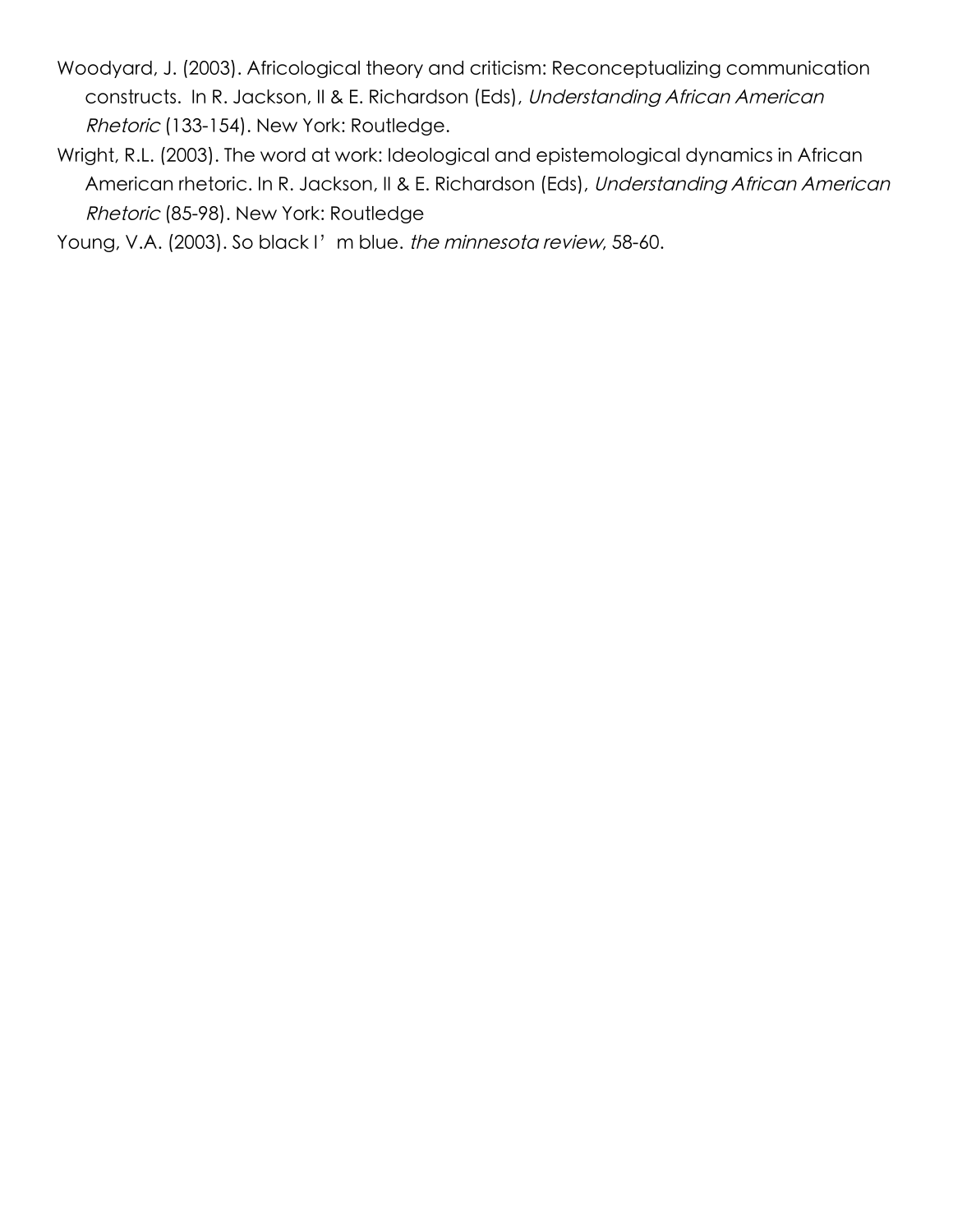Woodyard, J. (2003). Africological theory and criticism: Reconceptualizing communication constructs. In R. Jackson, II & E. Richardson (Eds), *Understanding African American Rhetoric* (133-154). New York: Routledge.

Wright, R.L. (2003). The word at work: Ideological and epistemological dynamics in African American rhetoric. In R. Jackson, II & E. Richardson (Eds), *Understanding African American Rhetoric* (85-98). New York: Routledge

Young, V.A. (2003). So black I'm blue. *the minnesota review*, 58-60.